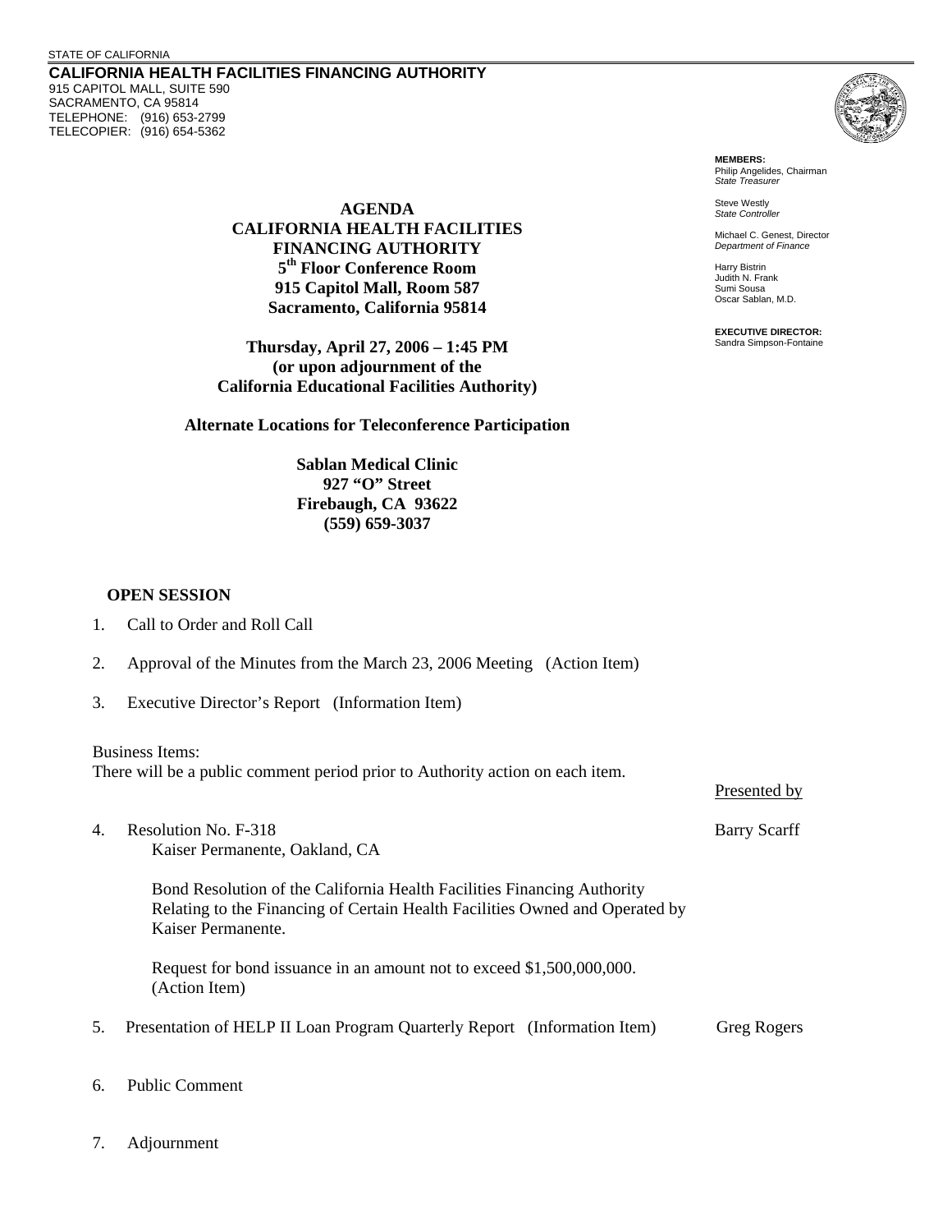STATE OF CALIFORNIA

**CALIFORNIA HEALTH FACILITIES FINANCING AUTHORITY**
915 CAPITOL MALL, SUITE 590
SACRAMENTO, CA 95814
TELEPHONE: (916) 653-2799
TELECOPIER: (916) 654-5362

**MEMBERS:**
Philip Angelides, Chairman
*State Treasurer*

Steve Westly
*State Controller*

Michael C. Genest, Director
*Department of Finance*

Harry Bistrin
Judith N. Frank
Sumi Sousa
Oscar Sablan, M.D.

**EXECUTIVE DIRECTOR:**
Sandra Simpson-Fontaine

# AGENDA
# CALIFORNIA HEALTH FACILITIES FINANCING AUTHORITY

**5th Floor Conference Room**
**915 Capitol Mall, Room 587**
**Sacramento, California 95814**

**Thursday, April 27, 2006 – 1:45 PM**
**(or upon adjournment of the California Educational Facilities Authority)**

**Alternate Locations for Teleconference Participation**

**Sablan Medical Clinic**
**927 "O" Street**
**Firebaugh, CA 93622**
**(559) 659-3037**

## OPEN SESSION

1. Call to Order and Roll Call

2. Approval of the Minutes from the March 23, 2006 Meeting (Action Item)

3. Executive Director's Report (Information Item)

Business Items:
There will be a public comment period prior to Authority action on each item.

Presented by

4. Resolution No. F-318 — Barry Scarff
   Kaiser Permanente, Oakland, CA

   Bond Resolution of the California Health Facilities Financing Authority Relating to the Financing of Certain Health Facilities Owned and Operated by Kaiser Permanente.

   Request for bond issuance in an amount not to exceed $1,500,000,000. (Action Item)

5. Presentation of HELP II Loan Program Quarterly Report (Information Item) — Greg Rogers

6. Public Comment

7. Adjournment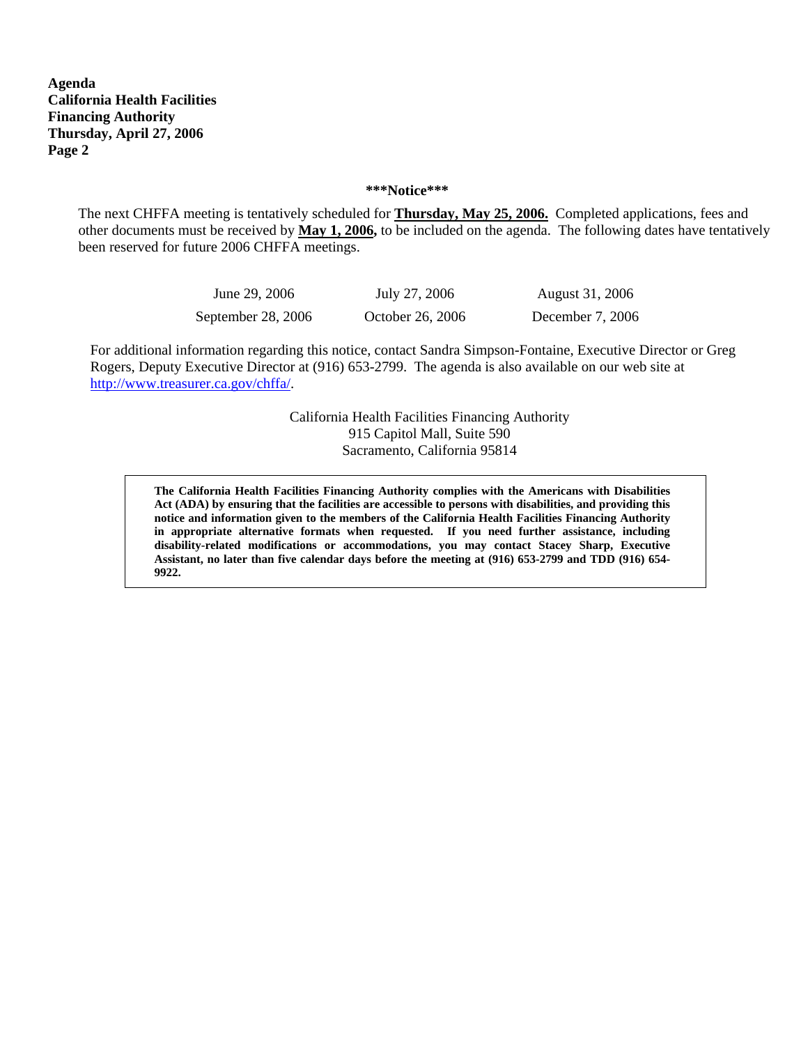**\*\*\*Notice\*\*\***

The next CHFFA meeting is tentatively scheduled for **Thursday, May 25, 2006.** Completed applications, fees and other documents must be received by **May 1, 2006,** to be included on the agenda. The following dates have tentatively been reserved for future 2006 CHFFA meetings.

| | | |
|---|---|---|
| June 29, 2006 | July 27, 2006 | August 31, 2006 |
| September 28, 2006 | October 26, 2006 | December 7, 2006 |

For additional information regarding this notice, contact Sandra Simpson-Fontaine, Executive Director or Greg Rogers, Deputy Executive Director at (916) 653-2799. The agenda is also available on our web site at http://www.treasurer.ca.gov/chffa/.

California Health Facilities Financing Authority
915 Capitol Mall, Suite 590
Sacramento, California 95814

**The California Health Facilities Financing Authority complies with the Americans with Disabilities Act (ADA) by ensuring that the facilities are accessible to persons with disabilities, and providing this notice and information given to the members of the California Health Facilities Financing Authority in appropriate alternative formats when requested. If you need further assistance, including disability-related modifications or accommodations, you may contact Stacey Sharp, Executive Assistant, no later than five calendar days before the meeting at (916) 653-2799 and TDD (916) 654-9922.**